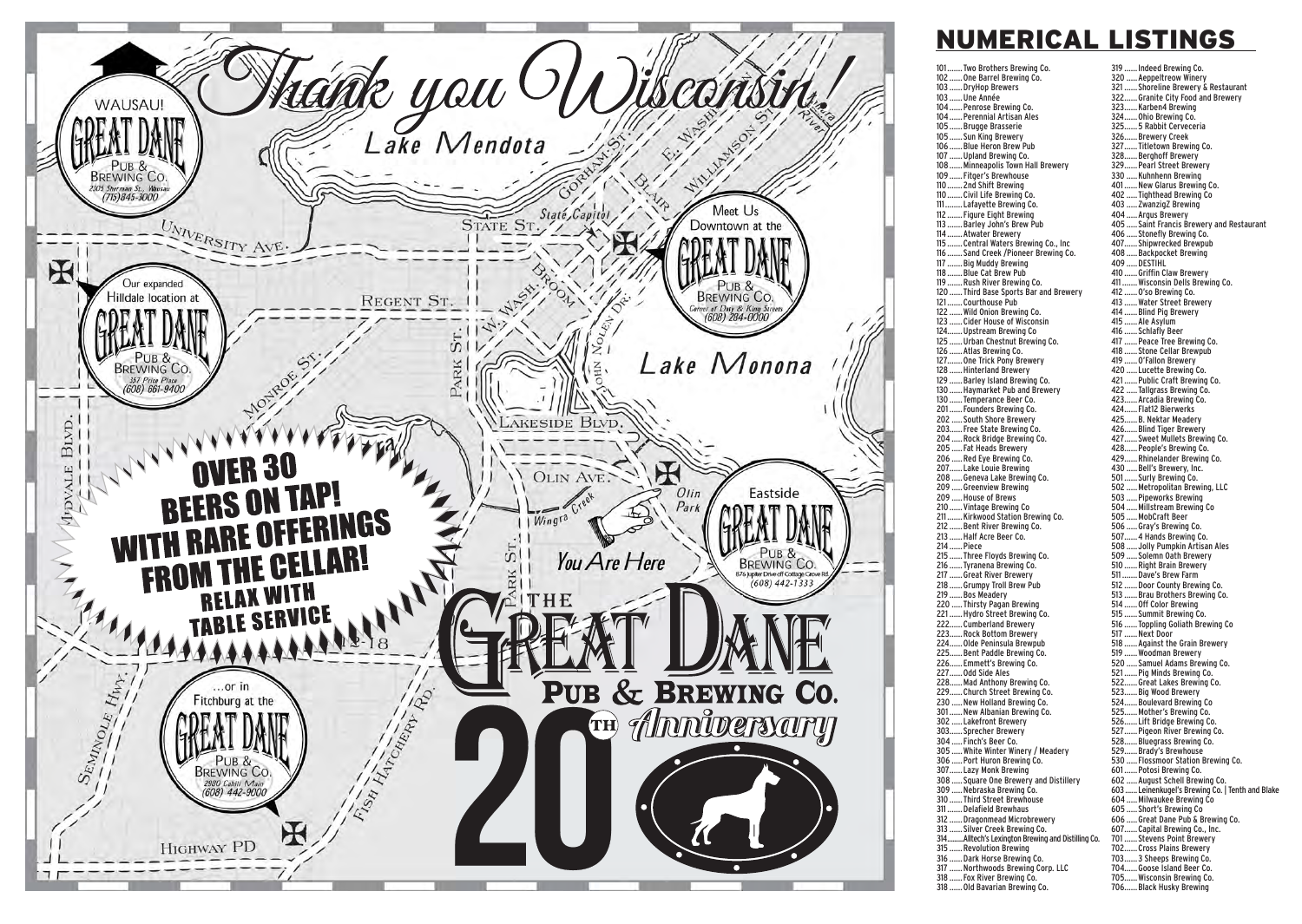# Thank you Wisconsin!

Lake Mendota

Lake Monona

WAUSAU!
GREAT DANE
PUB & BREWING CO.
2305 Sherman St., Wausau
(715)845-3000

Our expanded Hilldale location at
GREAT DANE
PUB & BREWING CO.
357 Price Place
(608) 661-9400

Meet Us Downtown at the
GREAT DANE
PUB & BREWING CO.
Corner of Doty & King Streets
(608) 284-0000

Eastside
GREAT DANE
PUB & BREWING CO.
876 Jupiter Drive off Cottage Grove Rd.
(608) 442-1333

…or in Fitchburg at the
GREAT DANE
PUB & BREWING CO.
2980 Cahill Main
(608) 442-9000

OVER 30 BEERS ON TAP! WITH RARE OFFERINGS FROM THE CELLAR! RELAX WITH TABLE SERVICE

You Are Here

THE GREAT DANE PUB & BREWING CO.
20TH Anniversary

## NUMERICAL LISTINGS

- 101 ....... Two Brothers Brewing Co.
- 102 ....... One Barrel Brewing Co.
- 103 ....... DryHop Brewers
- 103 ....... Une Année
- 104 ....... Penrose Brewing Co.
- 104 ....... Perennial Artisan Ales
- 105 ....... Brugge Brasserie
- 105 ....... Sun King Brewery
- 106 ....... Blue Heron Brew Pub
- 107 ....... Upland Brewing Co.
- 108 ....... Minneapolis Town Hall Brewery
- 109 ....... Fitger's Brewhouse
- 110 ....... 2nd Shift Brewing
- 110 ....... Civil Life Brewing Co.
- 111 ....... Lafayette Brewing Co.
- 112 ....... Figure Eight Brewing
- 113 ....... Barley John's Brew Pub
- 114 ....... Atwater Brewery
- 115 ....... Central Waters Brewing Co., Inc
- 116 ....... Sand Creek /Pioneer Brewing Co.
- 117 ....... Big Muddy Brewing
- 118 ....... Blue Cat Brew Pub
- 119 ....... Rush River Brewing Co.
- 120 ....... Third Base Sports Bar and Brewery
- 121 ....... Courthouse Pub
- 122 ....... Wild Onion Brewing Co.
- 123 ....... Cider House of Wisconsin
- 124 ....... Upstream Brewing Co
- 125 ....... Urban Chestnut Brewing Co.
- 126 ....... Atlas Brewing Co.
- 127 ....... One Trick Pony Brewery
- 128 ....... Hinterland Brewery
- 129 ....... Barley Island Brewing Co.
- 130 ....... Haymarket Pub and Brewery
- 130 ....... Temperance Beer Co.
- 201 ....... Founders Brewing Co.
- 202 ....... South Shore Brewery
- 203 ....... Free State Brewing Co.
- 204 ....... Rock Bridge Brewing Co.
- 205 ....... Fat Heads Brewery
- 206 ....... Red Eye Brewing Co.
- 207 ....... Lake Louie Brewing
- 208 ....... Geneva Lake Brewing Co.
- 209 ....... Greenview Brewing
- 209 ....... House of Brews
- 210 ....... Vintage Brewing Co
- 211 ....... Kirkwood Station Brewing Co.
- 212 ....... Bent River Brewing Co.
- 213 ....... Half Acre Beer Co.
- 214 ....... Piece
- 215 ....... Three Floyds Brewing Co.
- 216 ....... Tyranena Brewing Co.
- 217 ....... Great River Brewery
- 218 ....... Grumpy Troll Brew Pub
- 219 ....... Bos Meadery
- 220 ....... Thirsty Pagan Brewing
- 221 ....... Hydro Street Brewing Co.
- 222 ....... Cumberland Brewery
- 223 ....... Rock Bottom Brewery
- 224 ....... Olde Peninsula Brewpub
- 225 ....... Bent Paddle Brewing Co.
- 226 ....... Emmett's Brewing Co.
- 227 ....... Odd Side Ales
- 228 ....... Mad Anthony Brewing Co.
- 229 ....... Church Street Brewing Co.
- 230 ....... New Holland Brewing Co.
- 301 ....... New Albanian Brewing Co.
- 302 ....... Lakefront Brewery
- 303 ....... Sprecher Brewery
- 304 ....... Finch's Beer Co.
- 305 ....... White Winter Winery / Meadery
- 306 ....... Port Huron Brewing Co.
- 307 ....... Lazy Monk Brewing
- 308 ....... Square One Brewery and Distillery
- 309 ....... Nebraska Brewing Co.
- 310 ....... Third Street Brewhouse
- 311 ....... Delafield Brewhaus
- 312 ....... Dragonmead Microbrewery
- 313 ....... Silver Creek Brewing Co.
- 314 ....... Alltech's Lexington Brewing and Distilling Co.
- 315 ....... Revolution Brewing
- 316 ....... Dark Horse Brewing Co.
- 317 ....... Northwoods Brewing Corp. LLC
- 318 ....... Fox River Brewing Co.
- 318 ....... Old Bavarian Brewing Co.
- 319 ....... Indeed Brewing Co.
- 320 ....... Aeppeltreow Winery
- 321 ....... Shoreline Brewery & Restaurant
- 322 ....... Granite City Food and Brewery
- 323 ....... Karben4 Brewing
- 324 ....... Ohio Brewing Co.
- 325 ....... 5 Rabbit Cerveceria
- 326 ....... Brewery Creek
- 327 ....... Titletown Brewing Co.
- 328 ....... Berghoff Brewery
- 329 ....... Pearl Street Brewery
- 330 ....... Kuhnhenn Brewing
- 401 ....... New Glarus Brewing Co.
- 402 ....... Tighthead Brewing Co
- 403 ....... ZwanzigZ Brewing
- 404 ....... Argus Brewery
- 405 ....... Saint Francis Brewery and Restaurant
- 406 ....... Stonefly Brewing Co.
- 407 ....... Shipwrecked Brewpub
- 408 ....... Backpocket Brewing
- 409 ....... DESTIHL
- 410 ....... Griffin Claw Brewery
- 411 ....... Wisconsin Dells Brewing Co.
- 412 ....... O'so Brewing Co.
- 413 ....... Water Street Brewery
- 414 ....... Blind Pig Brewery
- 415 ....... Ale Asylum
- 416 ....... Schlafly Beer
- 417 ....... Peace Tree Brewing Co.
- 418 ....... Stone Cellar Brewpub
- 419 ....... O'Fallon Brewery
- 420 ....... Lucette Brewing Co.
- 421 ....... Public Craft Brewing Co.
- 422 ....... Tallgrass Brewing Co.
- 423 ....... Arcadia Brewing Co.
- 424 ....... Flat12 Bierwerks
- 425 ....... B. Nektar Meadery
- 426 ....... Blind Tiger Brewery
- 427 ....... Sweet Mullets Brewing Co.
- 428 ....... People's Brewing Co.
- 429 ....... Rhinelander Brewing Co.
- 430 ....... Bell's Brewery, Inc.
- 501 ....... Surly Brewing Co.
- 502 ....... Metropolitan Brewing, LLC
- 503 ....... Pipeworks Brewing
- 504 ....... Millstream Brewing Co
- 505 ....... MobCraft Beer
- 506 ....... Gray's Brewing Co.
- 507 ....... 4 Hands Brewing Co.
- 508 ....... Jolly Pumpkin Artisan Ales
- 509 ....... Solemn Oath Brewery
- 510 ....... Right Brain Brewery
- 511 ....... Dave's Brew Farm
- 512 ....... Door County Brewing Co.
- 513 ....... Brau Brothers Brewing Co.
- 514 ....... Off Color Brewing
- 515 ....... Summit Brewing Co.
- 516 ....... Toppling Goliath Brewing Co
- 517 ....... Next Door
- 518 ....... Against the Grain Brewery
- 519 ....... Woodman Brewery
- 520 ....... Samuel Adams Brewing Co.
- 521 ....... Pig Minds Brewing Co.
- 522 ....... Great Lakes Brewing Co.
- 523 ....... Big Wood Brewery
- 524 ....... Boulevard Brewing Co
- 525 ....... Mother's Brewing Co.
- 526 ....... Lift Bridge Brewing Co.
- 527 ....... Pigeon River Brewing Co.
- 528 ....... Bluegrass Brewing Co.
- 529 ....... Brady's Brewhouse
- 530 ....... Flossmoor Station Brewing Co.
- 601 ....... Potosi Brewing Co.
- 602 ....... August Schell Brewing Co.
- 603 ....... Leinenkugel's Brewing Co. | Tenth and Blake
- 604 ....... Milwaukee Brewing Co
- 605 ....... Short's Brewing Co
- 606 ....... Great Dane Pub & Brewing Co.
- 607 ....... Capital Brewing Co., Inc.
- 701 ....... Stevens Point Brewery
- 702 ....... Cross Plains Brewery
- 703 ....... 3 Sheeps Brewing Co.
- 704 ....... Goose Island Beer Co.
- 705 ....... Wisconsin Brewing Co.
- 706 ....... Black Husky Brewing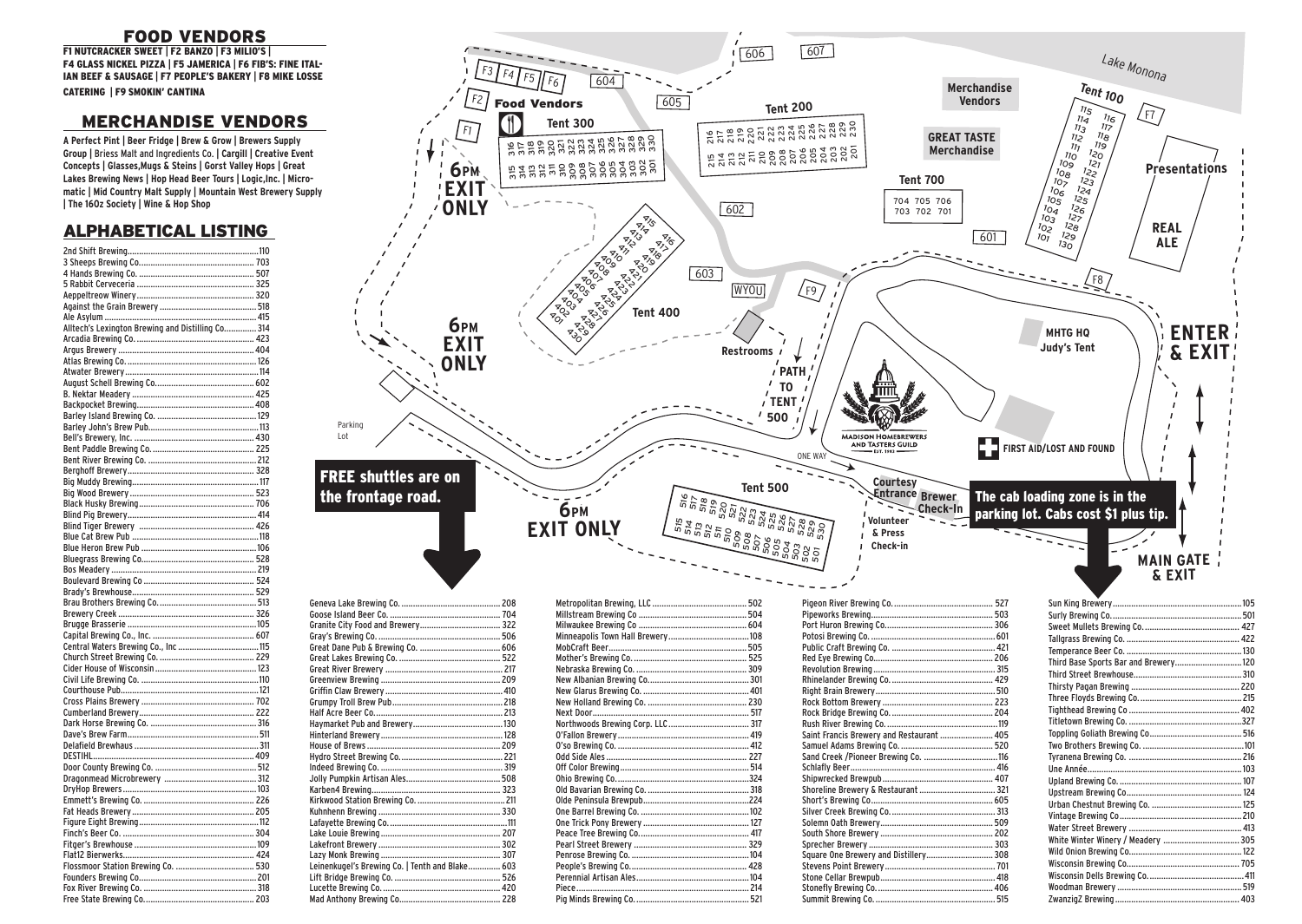## FOOD VENDORS

**F1 NUTCRACKER SWEET | F2 BANZO | F3 MILIO'S | F4 GLASS NICKEL PIZZA | F5 JAMERICA | F6 FIB'S: FINE ITALIAN BEEF & SAUSAGE | F7 PEOPLE'S BAKERY | F8 MIKE LOSSE CATERING | F9 SMOKIN' CANTINA**

## MERCHANDISE VENDORS

**A Perfect Pint | Beer Fridge | Brew & Grow | Brewers Supply Group |** Briess Malt and Ingredients Co. **| Cargill | Creative Event Concepts | Glasses,Mugs & Steins | Gorst Valley Hops | Great Lakes Brewing News | Hop Head Beer Tours | Logic,Inc. | Micromatic | Mid Country Malt Supply | Mountain West Brewery Supply | The 16oz Society | Wine & Hop Shop**

## ALPHABETICAL LISTING

| | |
|---|---|
| 2nd Shift Brewing | 110 |
| 3 Sheeps Brewing Co. | 703 |
| 4 Hands Brewing Co. | 507 |
| 5 Rabbit Cerveceria | 325 |
| Aeppeltreow Winery | 320 |
| Against the Grain Brewery | 518 |
| Ale Asylum | 415 |
| Alltech's Lexington Brewing and Distilling Co. | 314 |
| Arcadia Brewing Co. | 423 |
| Argus Brewery | 404 |
| Atlas Brewing Co. | 126 |
| Atwater Brewery | 114 |
| August Schell Brewing Co. | 602 |
| B. Nektar Meadery | 425 |
| Backpocket Brewing | 408 |
| Barley Island Brewing Co. | 129 |
| Barley John's Brew Pub | 113 |
| Bell's Brewery, Inc. | 430 |
| Bent Paddle Brewing Co. | 225 |
| Bent River Brewing Co. | 212 |
| Berghoff Brewery | 328 |
| Big Muddy Brewing | 117 |
| Big Wood Brewery | 523 |
| Black Husky Brewing | 706 |
| Blind Pig Brewery | 414 |
| Blind Tiger Brewery | 426 |
| Blue Cat Brew Pub | 118 |
| Blue Heron Brew Pub | 106 |
| Bluegrass Brewing Co | 528 |
| Bos Meadery | 219 |
| Boulevard Brewing Co | 524 |
| Brady's Brewhouse | 529 |
| Brau Brothers Brewing Co. | 513 |
| Brewery Creek | 326 |
| Brugge Brasserie | 105 |
| Capital Brewing Co., Inc. | 607 |
| Central Waters Brewing Co., Inc | 115 |
| Church Street Brewing Co. | 229 |
| Cider House of Wisconsin | 123 |
| Civil Life Brewing Co. | 110 |
| Courthouse Pub | 121 |
| Cross Plains Brewery | 702 |
| Cumberland Brewery | 222 |
| Dark Horse Brewing Co. | 316 |
| Dave's Brew Farm | 511 |
| Delafield Brewhaus | 311 |
| DESTIHL | 409 |
| Door County Brewing Co. | 512 |
| Dragonmead Microbrewery | 312 |
| DryHop Brewers | 103 |
| Emmett's Brewing Co. | 226 |
| Fat Heads Brewery | 205 |
| Figure Eight Brewing | 112 |
| Finch's Beer Co. | 304 |
| Fitger's Brewhouse | 109 |
| Flat12 Bierwerks | 424 |
| Flossmoor Station Brewing Co. | 530 |
| Founders Brewing Co. | 201 |
| Fox River Brewing Co. | 318 |
| Free State Brewing Co. | 203 |
| Geneva Lake Brewing Co. | 208 |
| Goose Island Beer Co. | 704 |
| Granite City Food and Brewery | 322 |
| Gray's Brewing Co. | 506 |
| Great Dane Pub & Brewing Co. | 606 |
| Great Lakes Brewing Co. | 522 |
| Great River Brewery | 217 |
| Greenview Brewing | 209 |
| Griffin Claw Brewery | 410 |
| Grumpy Troll Brew Pub | 218 |
| Half Acre Beer Co. | 213 |
| Haymarket Pub and Brewery | 130 |
| Hinterland Brewery | 128 |
| House of Brews | 209 |
| Hydro Street Brewing Co. | 221 |
| Indeed Brewing Co. | 319 |
| Jolly Pumpkin Artisan Ales | 508 |
| Karben4 Brewing | 323 |
| Kirkwood Station Brewing Co. | 211 |
| Kuhnhenn Brewing | 330 |
| Lafayette Brewing Co. | 111 |
| Lake Louie Brewing | 207 |
| Lakefront Brewery | 302 |
| Lazy Monk Brewing | 307 |
| Leinenkugel's Brewing Co. \| Tenth and Blake | 603 |
| Lift Bridge Brewing Co. | 526 |
| Lucette Brewing Co. | 420 |
| Mad Anthony Brewing Co. | 228 |
| Metropolitan Brewing, LLC | 502 |
| Millstream Brewing Co | 504 |
| Milwaukee Brewing Co | 604 |
| Minneapolis Town Hall Brewery | 108 |
| MobCraft Beer | 505 |
| Mother's Brewing Co. | 525 |
| Nebraska Brewing Co. | 309 |
| New Albanian Brewing Co. | 301 |
| New Glarus Brewing Co. | 401 |
| New Holland Brewing Co. | 230 |
| Next Door | 517 |
| Northwoods Brewing Corp. LLC | 317 |
| O'Fallon Brewery | 419 |
| O'so Brewing Co. | 412 |
| Odd Side Ales | 227 |
| Off Color Brewing | 514 |
| Ohio Brewing Co. | 324 |
| Old Bavarian Brewing Co. | 318 |
| Olde Peninsula Brewpub | 224 |
| One Barrel Brewing Co. | 102 |
| One Trick Pony Brewery | 127 |
| Peace Tree Brewing Co. | 417 |
| Pearl Street Brewery | 329 |
| Penrose Brewing Co. | 104 |
| People's Brewing Co. | 428 |
| Perennial Artisan Ales | 104 |
| Piece | 214 |
| Pig Minds Brewing Co. | 521 |
| Pigeon River Brewing Co. | 527 |
| Pipeworks Brewing | 503 |
| Port Huron Brewing Co. | 306 |
| Potosi Brewing Co. | 601 |
| Public Craft Brewing Co. | 421 |
| Red Eye Brewing Co. | 206 |
| Revolution Brewing | 315 |
| Rhinelander Brewing Co. | 429 |
| Right Brain Brewery | 510 |
| Rock Bottom Brewery | 223 |
| Rock Bridge Brewing Co. | 204 |
| Rush River Brewing Co. | 119 |
| Saint Francis Brewery and Restaurant | 405 |
| Samuel Adams Brewing Co. | 520 |
| Sand Creek /Pioneer Brewing Co. | 116 |
| Schlafly Beer | 416 |
| Shipwrecked Brewpub | 407 |
| Shoreline Brewery & Restaurant | 321 |
| Short's Brewing Co. | 605 |
| Silver Creek Brewing Co. | 313 |
| Solemn Oath Brewery | 509 |
| South Shore Brewery | 202 |
| Sprecher Brewery | 303 |
| Square One Brewery and Distillery | 308 |
| Stevens Point Brewery | 701 |
| Stone Cellar Brewpub | 418 |
| Stonefly Brewing Co. | 406 |
| Summit Brewing Co. | 515 |
| Sun King Brewery | 105 |
| Surly Brewing Co. | 501 |
| Sweet Mullets Brewing Co. | 427 |
| Tallgrass Brewing Co. | 422 |
| Temperance Beer Co. | 130 |
| Third Base Sports Bar and Brewery | 120 |
| Third Street Brewhouse | 310 |
| Thirsty Pagan Brewing | 220 |
| Three Floyds Brewing Co. | 215 |
| Tighthead Brewing Co | 402 |
| Titletown Brewing Co. | 327 |
| Toppling Goliath Brewing Co | 516 |
| Two Brothers Brewing Co. | 101 |
| Tyranena Brewing Co. | 216 |
| Une Année | 103 |
| Upland Brewing Co. | 107 |
| Upstream Brewing Co | 124 |
| Urban Chestnut Brewing Co. | 125 |
| Vintage Brewing Co | 210 |
| Water Street Brewery | 413 |
| White Winter Winery / Meadery | 305 |
| Wild Onion Brewing Co. | 122 |
| Wisconsin Brewing Co. | 705 |
| Wisconsin Dells Brewing Co. | 411 |
| Woodman Brewery | 519 |
| ZwanzigZ Brewing | 403 |

Lake Monona

Tent 100
Tent 200
Tent 300
Tent 400
Tent 500
Tent 700

Food Vendors

Merchandise Vendors

GREAT TASTE Merchandise

Presentations

REAL ALE

6PM EXIT ONLY

6PM EXIT ONLY

6PM EXIT ONLY

Restrooms

PATH TO TENT 500

WYOU

MHTG HQ Judy's Tent

ENTER & EXIT

FIRST AID/LOST AND FOUND

MADISON HOMEBREWERS AND TASTERS GUILD EST. 1983

ONE WAY

Courtesy Entrance

Brewer Check-In

Volunteer & Press Check-in

Parking Lot

**FREE shuttles are on the frontage road.**

**The cab loading zone is in the parking lot. Cabs cost $1 plus tip.**

MAIN GATE & EXIT